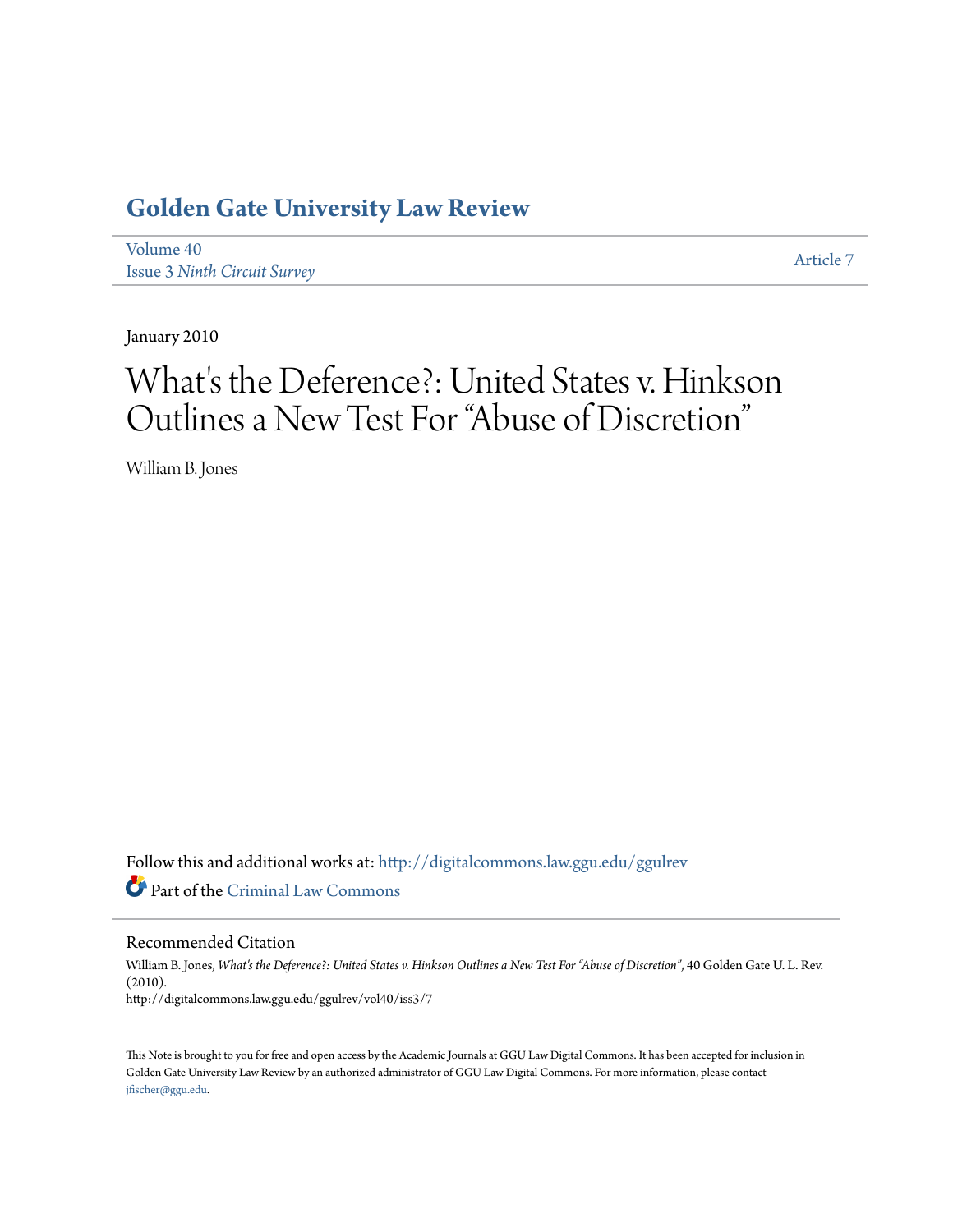# Golden Gate University Law Review

Volume 40
Issue 3 *Ninth Circuit Survey*

Article 7

January 2010

# What's the Deference?: United States v. Hinkson Outlines a New Test For "Abuse of Discretion"

William B. Jones

Follow this and additional works at: http://digitalcommons.law.ggu.edu/ggulrev

Part of the Criminal Law Commons

## Recommended Citation

William B. Jones, *What's the Deference?: United States v. Hinkson Outlines a New Test For "Abuse of Discretion"*, 40 Golden Gate U. L. Rev. (2010).
http://digitalcommons.law.ggu.edu/ggulrev/vol40/iss3/7

This Note is brought to you for free and open access by the Academic Journals at GGU Law Digital Commons. It has been accepted for inclusion in Golden Gate University Law Review by an authorized administrator of GGU Law Digital Commons. For more information, please contact jfischer@ggu.edu.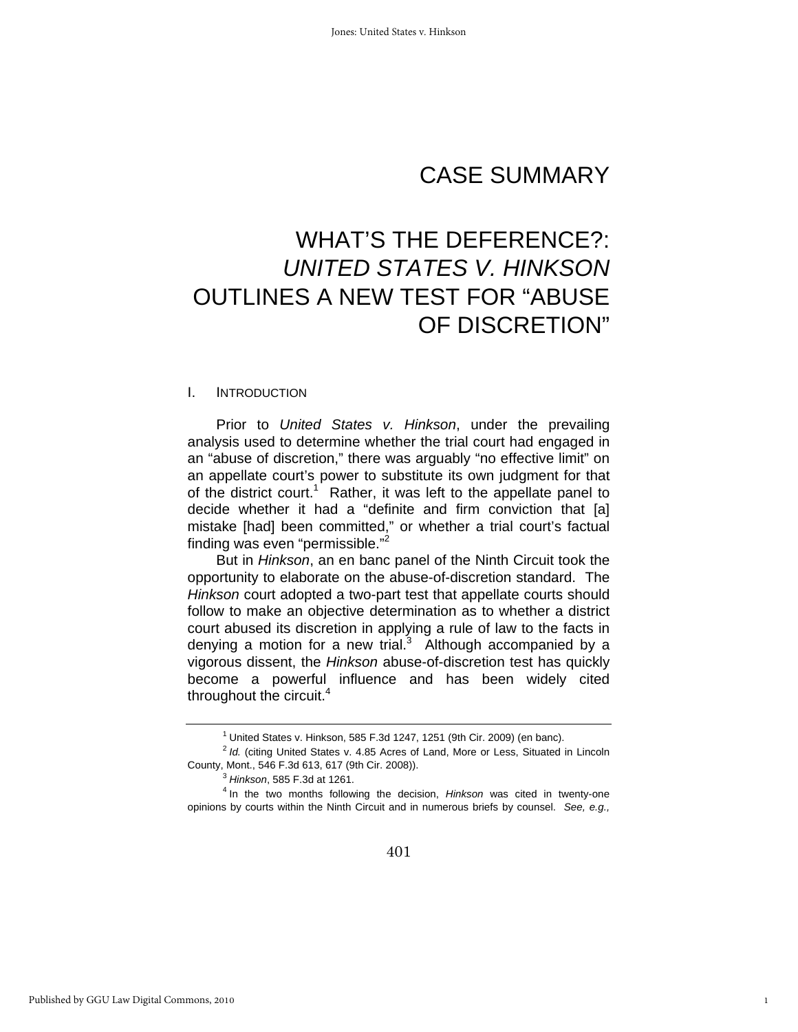# CASE SUMMARY

# WHAT'S THE DEFERENCE?: *UNITED STATES V. HINKSON* OUTLINES A NEW TEST FOR "ABUSE OF DISCRETION"

## I. INTRODUCTION

Prior to *United States v. Hinkson*, under the prevailing analysis used to determine whether the trial court had engaged in an "abuse of discretion," there was arguably "no effective limit" on an appellate court's power to substitute its own judgment for that of the district court.[1] Rather, it was left to the appellate panel to decide whether it had a "definite and firm conviction that [a] mistake [had] been committed," or whether a trial court's factual finding was even "permissible."[2]

But in *Hinkson*, an en banc panel of the Ninth Circuit took the opportunity to elaborate on the abuse-of-discretion standard. The *Hinkson* court adopted a two-part test that appellate courts should follow to make an objective determination as to whether a district court abused its discretion in applying a rule of law to the facts in denying a motion for a new trial.[3] Although accompanied by a vigorous dissent, the *Hinkson* abuse-of-discretion test has quickly become a powerful influence and has been widely cited throughout the circuit.[4]

---

[1] United States v. Hinkson, 585 F.3d 1247, 1251 (9th Cir. 2009) (en banc).

[2] *Id.* (citing United States v. 4.85 Acres of Land, More or Less, Situated in Lincoln County, Mont., 546 F.3d 613, 617 (9th Cir. 2008)).

[3] *Hinkson*, 585 F.3d at 1261.

[4] In the two months following the decision, *Hinkson* was cited in twenty-one opinions by courts within the Ninth Circuit and in numerous briefs by counsel. *See, e.g.,*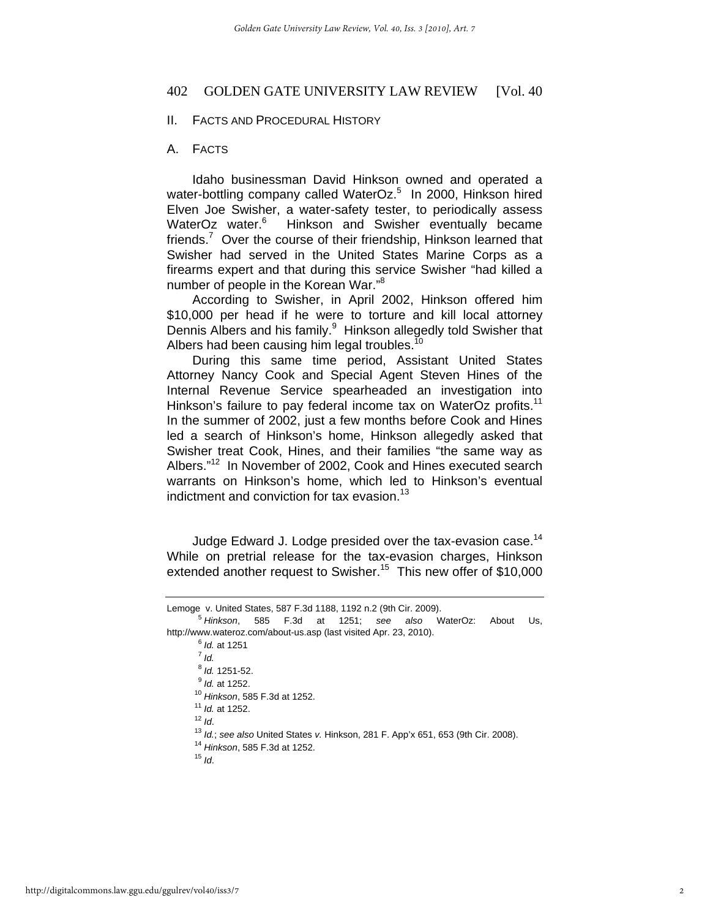## II. FACTS AND PROCEDURAL HISTORY

### A. FACTS

Idaho businessman David Hinkson owned and operated a water-bottling company called WaterOz.[5] In 2000, Hinkson hired Elven Joe Swisher, a water-safety tester, to periodically assess WaterOz water.[6] Hinkson and Swisher eventually became friends.[7] Over the course of their friendship, Hinkson learned that Swisher had served in the United States Marine Corps as a firearms expert and that during this service Swisher "had killed a number of people in the Korean War."[8]

According to Swisher, in April 2002, Hinkson offered him $10,000 per head if he were to torture and kill local attorney Dennis Albers and his family.[9] Hinkson allegedly told Swisher that Albers had been causing him legal troubles.[10]

During this same time period, Assistant United States Attorney Nancy Cook and Special Agent Steven Hines of the Internal Revenue Service spearheaded an investigation into Hinkson's failure to pay federal income tax on WaterOz profits.[11] In the summer of 2002, just a few months before Cook and Hines led a search of Hinkson's home, Hinkson allegedly asked that Swisher treat Cook, Hines, and their families "the same way as Albers."[12] In November of 2002, Cook and Hines executed search warrants on Hinkson's home, which led to Hinkson's eventual indictment and conviction for tax evasion.[13]

Judge Edward J. Lodge presided over the tax-evasion case.[14] While on pretrial release for the tax-evasion charges, Hinkson extended another request to Swisher.[15] This new offer of $10,000

---

Lemoge v. United States, 587 F.3d 1188, 1192 n.2 (9th Cir. 2009).

[5] *Hinkson*, 585 F.3d at 1251; *see also* WaterOz: About Us, http://www.wateroz.com/about-us.asp (last visited Apr. 23, 2010).

[6] *Id.* at 1251

[7] *Id.*

[8] *Id.* 1251-52.

[9] *Id.* at 1252.

[10] *Hinkson*, 585 F.3d at 1252.

[11] *Id.* at 1252.

[12] *Id.*

[13] *Id.*; *see also* United States *v.* Hinkson, 281 F. App'x 651, 653 (9th Cir. 2008).

[14] *Hinkson*, 585 F.3d at 1252.

[15] *Id.*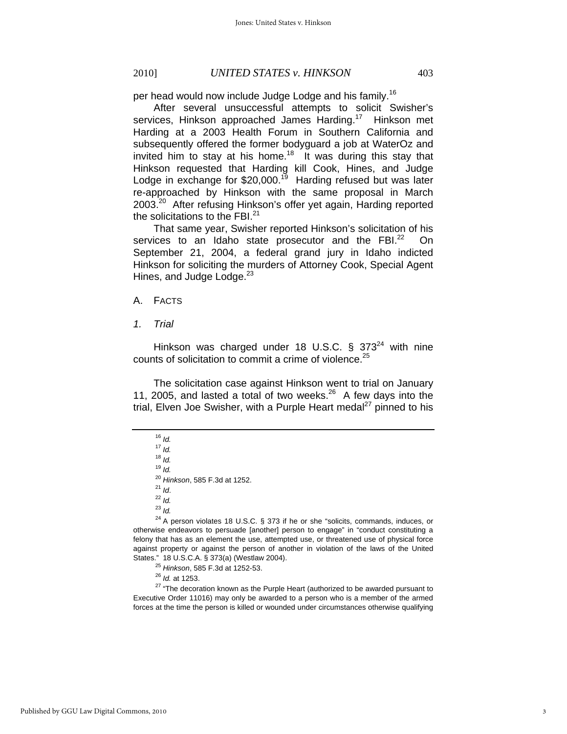per head would now include Judge Lodge and his family.[16]

After several unsuccessful attempts to solicit Swisher's services, Hinkson approached James Harding.[17] Hinkson met Harding at a 2003 Health Forum in Southern California and subsequently offered the former bodyguard a job at WaterOz and invited him to stay at his home.[18] It was during this stay that Hinkson requested that Harding kill Cook, Hines, and Judge Lodge in exchange for $20,000.[19] Harding refused but was later re-approached by Hinkson with the same proposal in March 2003.[20] After refusing Hinkson's offer yet again, Harding reported the solicitations to the FBI.[21]

That same year, Swisher reported Hinkson's solicitation of his services to an Idaho state prosecutor and the FBI.[22] On September 21, 2004, a federal grand jury in Idaho indicted Hinkson for soliciting the murders of Attorney Cook, Special Agent Hines, and Judge Lodge.[23]

## A. Facts

### *1. Trial*

Hinkson was charged under 18 U.S.C. § 373[24] with nine counts of solicitation to commit a crime of violence.[25]

The solicitation case against Hinkson went to trial on January 11, 2005, and lasted a total of two weeks.[26] A few days into the trial, Elven Joe Swisher, with a Purple Heart medal[27] pinned to his

---

[16] *Id.*

[17] *Id.*

[18] *Id.*

[19] *Id.*

[20] *Hinkson*, 585 F.3d at 1252.

[21] *Id*.

[22] *Id.*

[23] *Id.*

[24] A person violates 18 U.S.C. § 373 if he or she "solicits, commands, induces, or otherwise endeavors to persuade [another] person to engage" in "conduct constituting a felony that has as an element the use, attempted use, or threatened use of physical force against property or against the person of another in violation of the laws of the United States." 18 U.S.C.A. § 373(a) (Westlaw 2004).

[25] *Hinkson*, 585 F.3d at 1252-53.

[26] *Id.* at 1253.

[27] "The decoration known as the Purple Heart (authorized to be awarded pursuant to Executive Order 11016) may only be awarded to a person who is a member of the armed forces at the time the person is killed or wounded under circumstances otherwise qualifying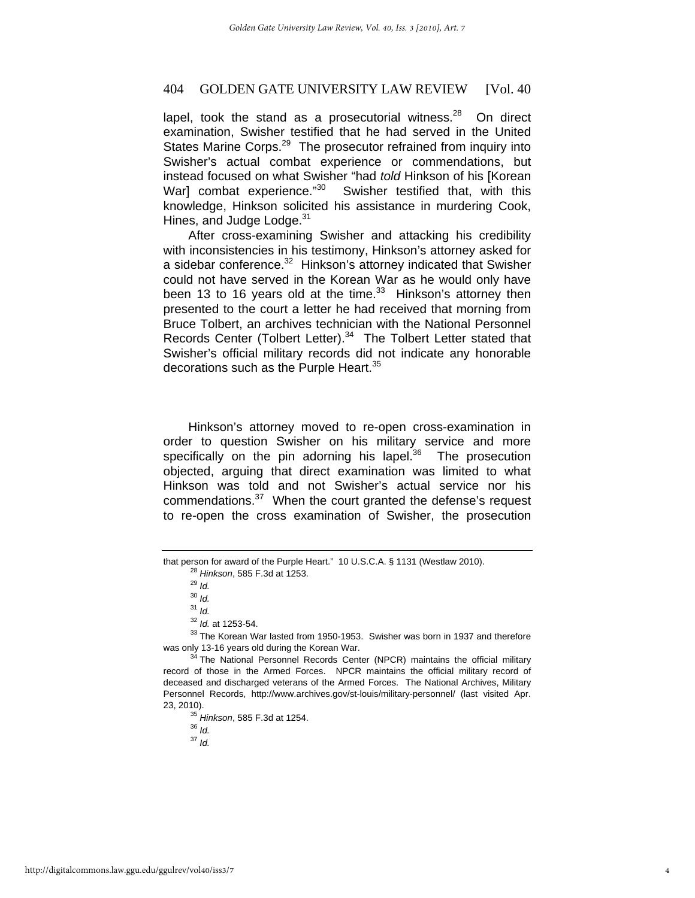lapel, took the stand as a prosecutorial witness.[28] On direct examination, Swisher testified that he had served in the United States Marine Corps.[29] The prosecutor refrained from inquiry into Swisher's actual combat experience or commendations, but instead focused on what Swisher "had *told* Hinkson of his [Korean War] combat experience."[30] Swisher testified that, with this knowledge, Hinkson solicited his assistance in murdering Cook, Hines, and Judge Lodge.[31]

After cross-examining Swisher and attacking his credibility with inconsistencies in his testimony, Hinkson's attorney asked for a sidebar conference.[32] Hinkson's attorney indicated that Swisher could not have served in the Korean War as he would only have been 13 to 16 years old at the time.[33] Hinkson's attorney then presented to the court a letter he had received that morning from Bruce Tolbert, an archives technician with the National Personnel Records Center (Tolbert Letter).[34] The Tolbert Letter stated that Swisher's official military records did not indicate any honorable decorations such as the Purple Heart.[35]

Hinkson's attorney moved to re-open cross-examination in order to question Swisher on his military service and more specifically on the pin adorning his lapel.[36] The prosecution objected, arguing that direct examination was limited to what Hinkson was told and not Swisher's actual service nor his commendations.[37] When the court granted the defense's request to re-open the cross examination of Swisher, the prosecution

---

that person for award of the Purple Heart." 10 U.S.C.A. § 1131 (Westlaw 2010).

[28] *Hinkson*, 585 F.3d at 1253.

[29] *Id.*

[30] *Id.*

[31] *Id.*

[32] *Id.* at 1253-54.

[33] The Korean War lasted from 1950-1953. Swisher was born in 1937 and therefore was only 13-16 years old during the Korean War.

[34] The National Personnel Records Center (NPCR) maintains the official military record of those in the Armed Forces. NPCR maintains the official military record of deceased and discharged veterans of the Armed Forces. The National Archives, Military Personnel Records, http://www.archives.gov/st-louis/military-personnel/ (last visited Apr. 23, 2010).

[35] *Hinkson*, 585 F.3d at 1254.

[36] *Id.*

[37] *Id.*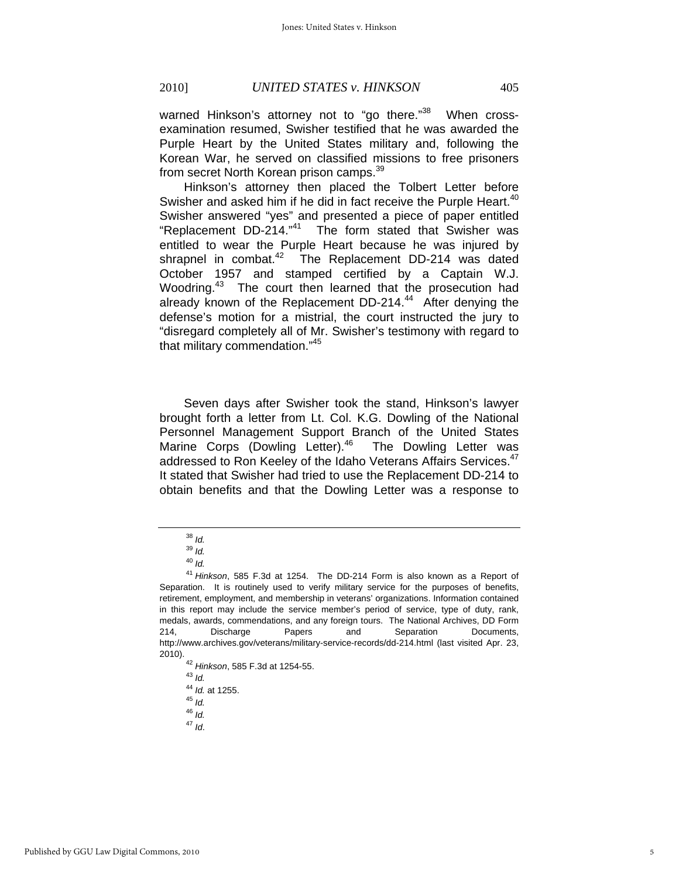warned Hinkson's attorney not to "go there."[38] When cross-examination resumed, Swisher testified that he was awarded the Purple Heart by the United States military and, following the Korean War, he served on classified missions to free prisoners from secret North Korean prison camps.[39]

Hinkson's attorney then placed the Tolbert Letter before Swisher and asked him if he did in fact receive the Purple Heart.[40] Swisher answered "yes" and presented a piece of paper entitled "Replacement DD-214."[41] The form stated that Swisher was entitled to wear the Purple Heart because he was injured by shrapnel in combat.[42] The Replacement DD-214 was dated October 1957 and stamped certified by a Captain W.J. Woodring.[43] The court then learned that the prosecution had already known of the Replacement DD-214.[44] After denying the defense's motion for a mistrial, the court instructed the jury to "disregard completely all of Mr. Swisher's testimony with regard to that military commendation."[45]

Seven days after Swisher took the stand, Hinkson's lawyer brought forth a letter from Lt. Col. K.G. Dowling of the National Personnel Management Support Branch of the United States Marine Corps (Dowling Letter).[46] The Dowling Letter was addressed to Ron Keeley of the Idaho Veterans Affairs Services.[47] It stated that Swisher had tried to use the Replacement DD-214 to obtain benefits and that the Dowling Letter was a response to

---

[38] *Id.*

[39] *Id.*

[40] *Id.*

[41] *Hinkson*, 585 F.3d at 1254. The DD-214 Form is also known as a Report of Separation. It is routinely used to verify military service for the purposes of benefits, retirement, employment, and membership in veterans' organizations. Information contained in this report may include the service member's period of service, type of duty, rank, medals, awards, commendations, and any foreign tours. The National Archives, DD Form 214, Discharge Papers and Separation Documents, http://www.archives.gov/veterans/military-service-records/dd-214.html (last visited Apr. 23, 2010).

[42] *Hinkson*, 585 F.3d at 1254-55.

[43] *Id.*

[44] *Id.* at 1255.

[45] *Id.*

[46] *Id.*

[47] *Id*.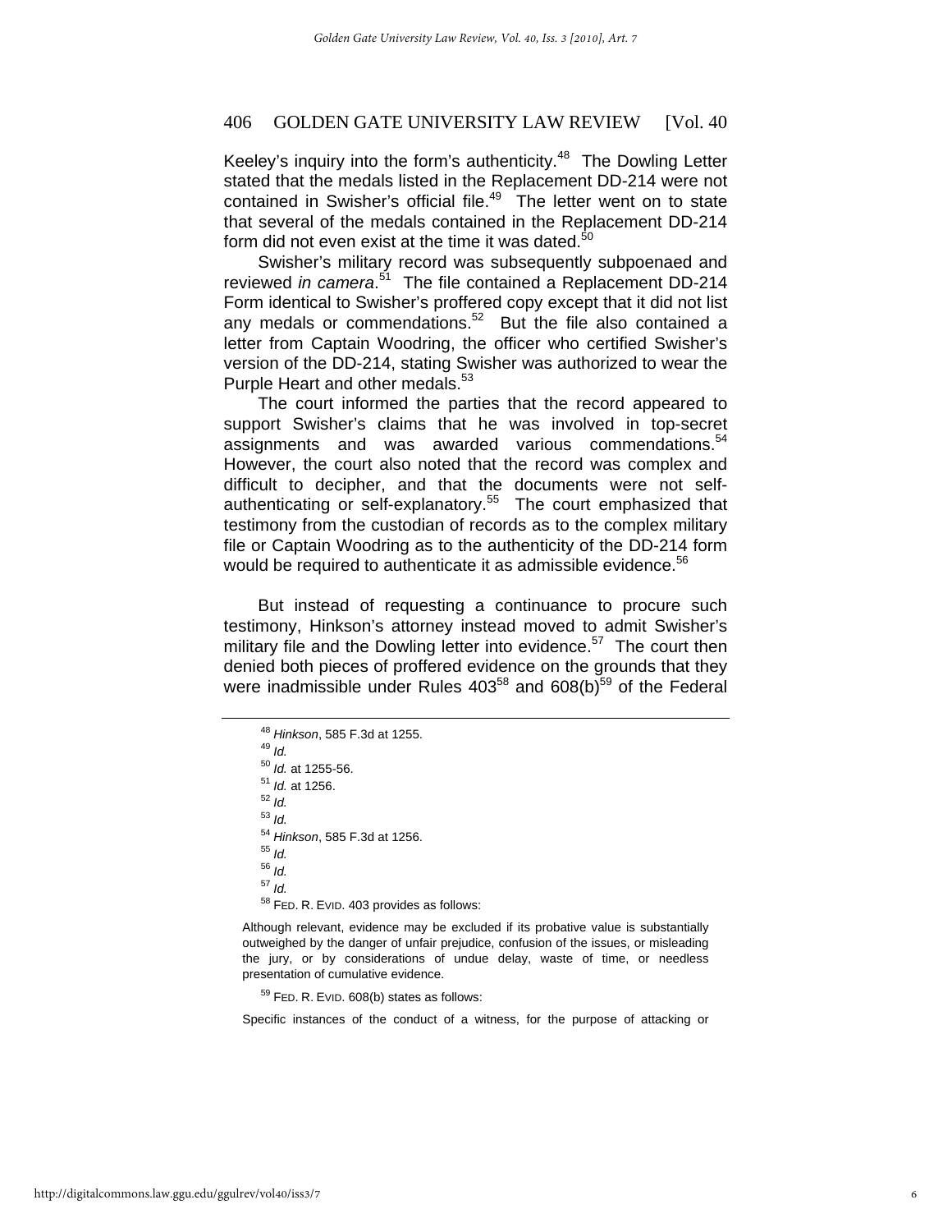Keeley's inquiry into the form's authenticity.[48] The Dowling Letter stated that the medals listed in the Replacement DD-214 were not contained in Swisher's official file.[49] The letter went on to state that several of the medals contained in the Replacement DD-214 form did not even exist at the time it was dated.[50]

Swisher's military record was subsequently subpoenaed and reviewed *in camera*.[51] The file contained a Replacement DD-214 Form identical to Swisher's proffered copy except that it did not list any medals or commendations.[52] But the file also contained a letter from Captain Woodring, the officer who certified Swisher's version of the DD-214, stating Swisher was authorized to wear the Purple Heart and other medals.[53]

The court informed the parties that the record appeared to support Swisher's claims that he was involved in top-secret assignments and was awarded various commendations.[54] However, the court also noted that the record was complex and difficult to decipher, and that the documents were not self-authenticating or self-explanatory.[55] The court emphasized that testimony from the custodian of records as to the complex military file or Captain Woodring as to the authenticity of the DD-214 form would be required to authenticate it as admissible evidence.[56]

But instead of requesting a continuance to procure such testimony, Hinkson's attorney instead moved to admit Swisher's military file and the Dowling letter into evidence.[57] The court then denied both pieces of proffered evidence on the grounds that they were inadmissible under Rules 403[58] and 608(b)[59] of the Federal

---

[48] *Hinkson*, 585 F.3d at 1255.

[49] *Id.*

[50] *Id.* at 1255-56.

[51] *Id.* at 1256.

[52] *Id.*

[53] *Id.*

[54] *Hinkson*, 585 F.3d at 1256.

[55] *Id.*

[56] *Id.*

[57] *Id.*

[58] FED. R. EVID. 403 provides as follows:

> Although relevant, evidence may be excluded if its probative value is substantially outweighed by the danger of unfair prejudice, confusion of the issues, or misleading the jury, or by considerations of undue delay, waste of time, or needless presentation of cumulative evidence.

[59] FED. R. EVID. 608(b) states as follows:

> Specific instances of the conduct of a witness, for the purpose of attacking or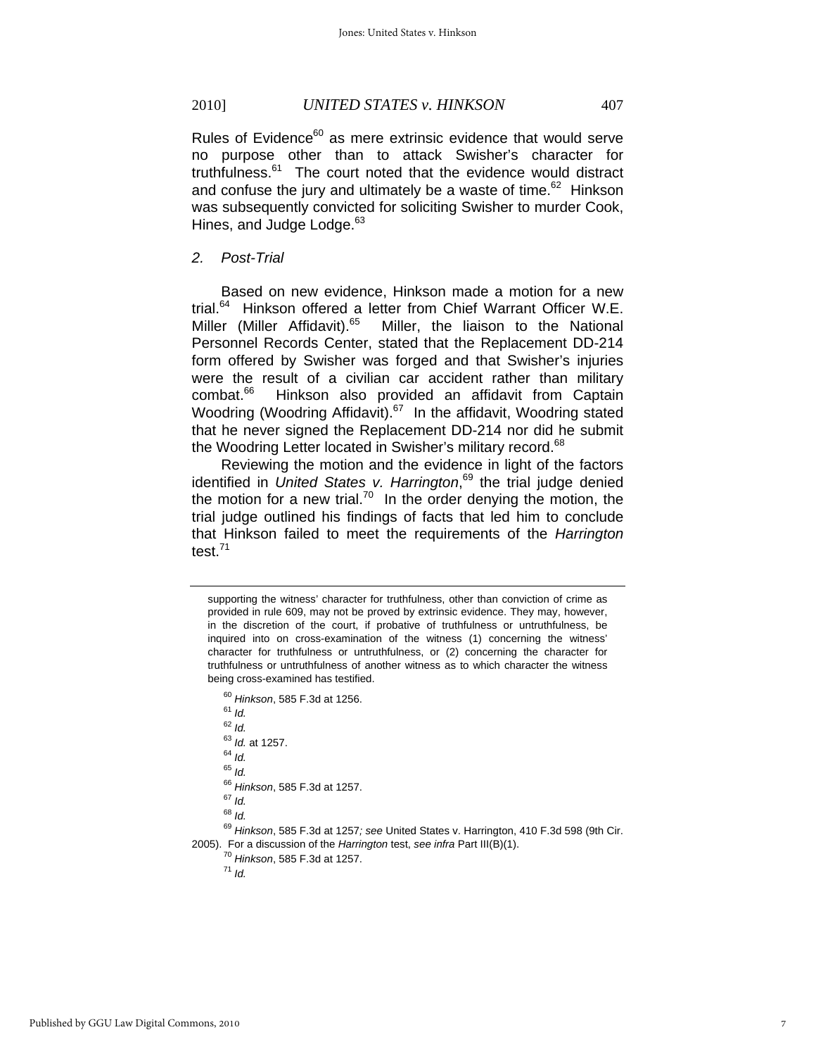Rules of Evidence[60] as mere extrinsic evidence that would serve no purpose other than to attack Swisher's character for truthfulness.[61] The court noted that the evidence would distract and confuse the jury and ultimately be a waste of time.[62] Hinkson was subsequently convicted for soliciting Swisher to murder Cook, Hines, and Judge Lodge.[63]

### *2. Post-Trial*

Based on new evidence, Hinkson made a motion for a new trial.[64] Hinkson offered a letter from Chief Warrant Officer W.E. Miller (Miller Affidavit).[65] Miller, the liaison to the National Personnel Records Center, stated that the Replacement DD-214 form offered by Swisher was forged and that Swisher's injuries were the result of a civilian car accident rather than military combat.[66] Hinkson also provided an affidavit from Captain Woodring (Woodring Affidavit).[67] In the affidavit, Woodring stated that he never signed the Replacement DD-214 nor did he submit the Woodring Letter located in Swisher's military record.[68]

Reviewing the motion and the evidence in light of the factors identified in *United States v. Harrington*,[69] the trial judge denied the motion for a new trial.[70] In the order denying the motion, the trial judge outlined his findings of facts that led him to conclude that Hinkson failed to meet the requirements of the *Harrington* test.[71]

---

supporting the witness' character for truthfulness, other than conviction of crime as provided in rule 609, may not be proved by extrinsic evidence. They may, however, in the discretion of the court, if probative of truthfulness or untruthfulness, be inquired into on cross-examination of the witness (1) concerning the witness' character for truthfulness or untruthfulness, or (2) concerning the character for truthfulness or untruthfulness of another witness as to which character the witness being cross-examined has testified.

[60] *Hinkson*, 585 F.3d at 1256.

[61] *Id.*

[62] *Id.*

[63] *Id.* at 1257.

[64] *Id.*

[65] *Id.*

[66] *Hinkson*, 585 F.3d at 1257.

[67] *Id.*

[68] *Id.*

[69] *Hinkson*, 585 F.3d at 1257*; see* United States v. Harrington, 410 F.3d 598 (9th Cir. 2005). For a discussion of the *Harrington* test, *see infra* Part III(B)(1).

[70] *Hinkson*, 585 F.3d at 1257.

[71] *Id.*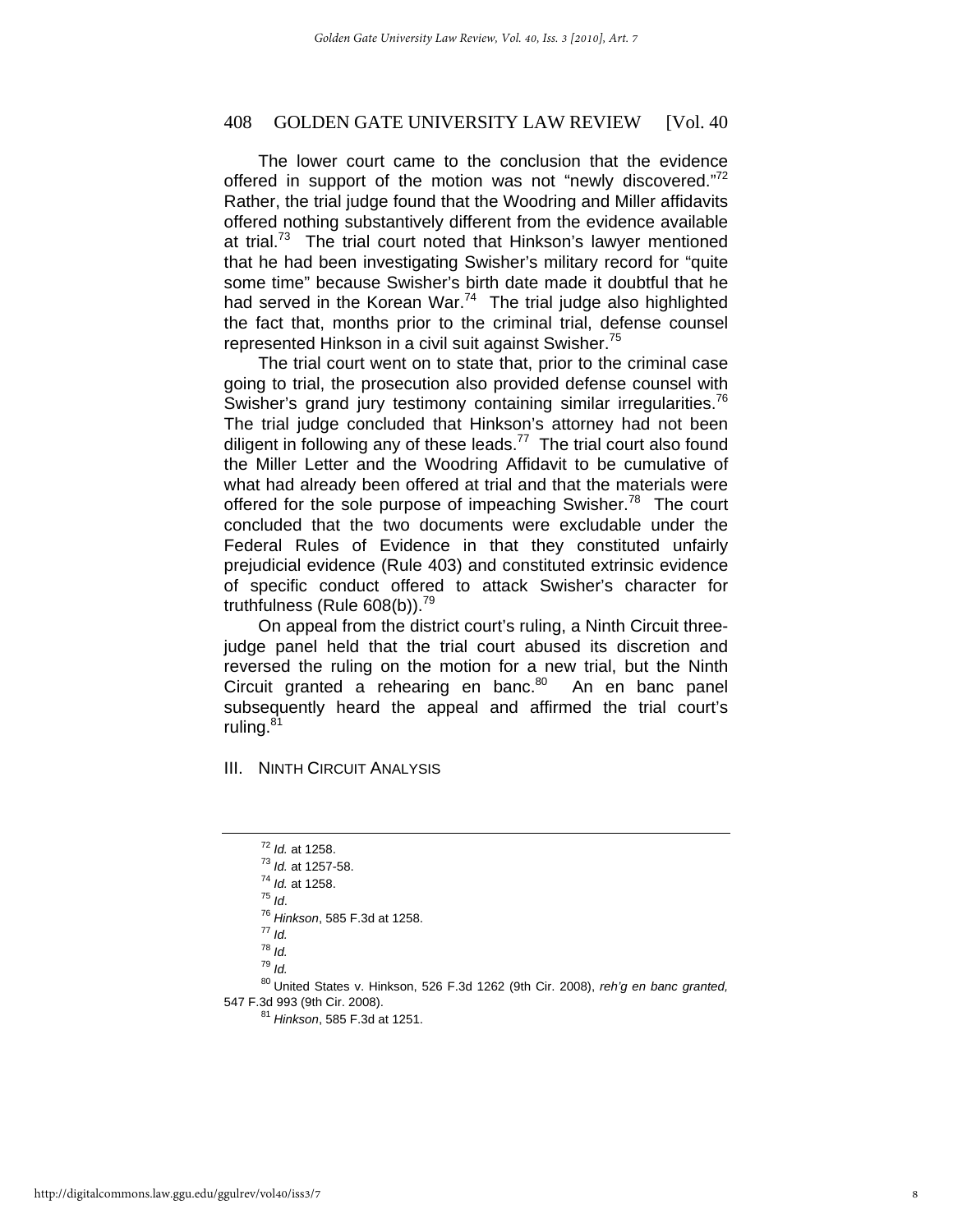The lower court came to the conclusion that the evidence offered in support of the motion was not "newly discovered."[72] Rather, the trial judge found that the Woodring and Miller affidavits offered nothing substantively different from the evidence available at trial.[73] The trial court noted that Hinkson's lawyer mentioned that he had been investigating Swisher's military record for "quite some time" because Swisher's birth date made it doubtful that he had served in the Korean War.[74] The trial judge also highlighted the fact that, months prior to the criminal trial, defense counsel represented Hinkson in a civil suit against Swisher.[75]

The trial court went on to state that, prior to the criminal case going to trial, the prosecution also provided defense counsel with Swisher's grand jury testimony containing similar irregularities.[76] The trial judge concluded that Hinkson's attorney had not been diligent in following any of these leads.[77] The trial court also found the Miller Letter and the Woodring Affidavit to be cumulative of what had already been offered at trial and that the materials were offered for the sole purpose of impeaching Swisher.[78] The court concluded that the two documents were excludable under the Federal Rules of Evidence in that they constituted unfairly prejudicial evidence (Rule 403) and constituted extrinsic evidence of specific conduct offered to attack Swisher's character for truthfulness (Rule 608(b)).[79]

On appeal from the district court's ruling, a Ninth Circuit three-judge panel held that the trial court abused its discretion and reversed the ruling on the motion for a new trial, but the Ninth Circuit granted a rehearing en banc.[80] An en banc panel subsequently heard the appeal and affirmed the trial court's ruling.[81]

## III. NINTH CIRCUIT ANALYSIS

---

[72] *Id.* at 1258.

[73] *Id.* at 1257-58.

[74] *Id.* at 1258.

[75] *Id*.

[76] *Hinkson*, 585 F.3d at 1258.

[77] *Id.*

[78] *Id.*

[79] *Id.*

[80] United States v. Hinkson, 526 F.3d 1262 (9th Cir. 2008), *reh'g en banc granted,* 547 F.3d 993 (9th Cir. 2008).

[81] *Hinkson*, 585 F.3d at 1251.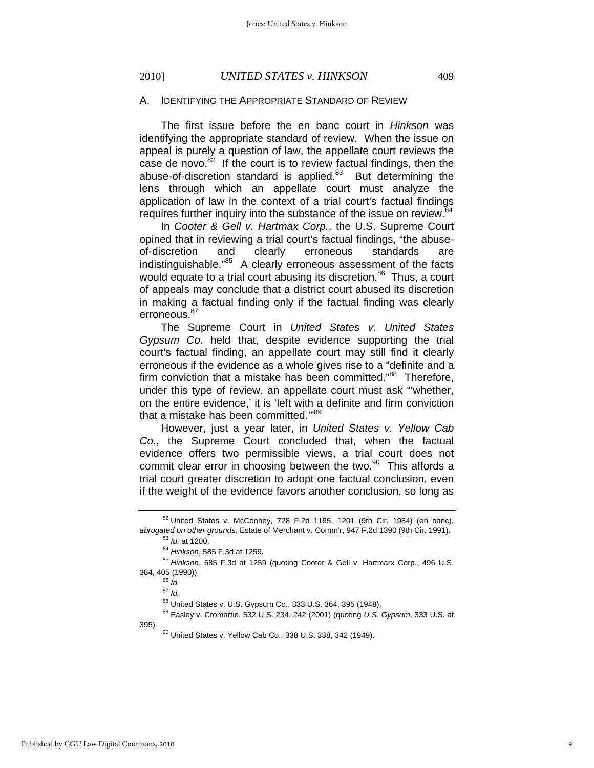## A. IDENTIFYING THE APPROPRIATE STANDARD OF REVIEW

The first issue before the en banc court in *Hinkson* was identifying the appropriate standard of review. When the issue on appeal is purely a question of law, the appellate court reviews the case de novo.[82] If the court is to review factual findings, then the abuse-of-discretion standard is applied.[83] But determining the lens through which an appellate court must analyze the application of law in the context of a trial court's factual findings requires further inquiry into the substance of the issue on review.[84]

In *Cooter & Gell v. Hartmax Corp.*, the U.S. Supreme Court opined that in reviewing a trial court's factual findings, "the abuse-of-discretion and clearly erroneous standards are indistinguishable."[85] A clearly erroneous assessment of the facts would equate to a trial court abusing its discretion.[86] Thus, a court of appeals may conclude that a district court abused its discretion in making a factual finding only if the factual finding was clearly erroneous.[87]

The Supreme Court in *United States v. United States Gypsum Co.* held that, despite evidence supporting the trial court's factual finding, an appellate court may still find it clearly erroneous if the evidence as a whole gives rise to a "definite and a firm conviction that a mistake has been committed."[88] Therefore, under this type of review, an appellate court must ask "'whether, on the entire evidence,' it is 'left with a definite and firm conviction that a mistake has been committed.'"[89]

However, just a year later, in *United States v. Yellow Cab Co.*, the Supreme Court concluded that, when the factual evidence offers two permissible views, a trial court does not commit clear error in choosing between the two.[90] This affords a trial court greater discretion to adopt one factual conclusion, even if the weight of the evidence favors another conclusion, so long as

---

[82] United States v. McConney, 728 F.2d 1195, 1201 (9th Cir. 1984) (en banc), *abrogated on other grounds,* Estate of Merchant v. Comm'r, 947 F.2d 1390 (9th Cir. 1991).

[83] *Id.* at 1200.

[84] *Hinkson*, 585 F.3d at 1259.

[85] *Hinkson*, 585 F.3d at 1259 (quoting Cooter & Gell v. Hartmarx Corp., 496 U.S. 384, 405 (1990)).

[86] *Id.*

[87] *Id.*

[88] United States v. U.S. Gypsum Co., 333 U.S. 364, 395 (1948).

[89] Easley v. Cromartie, 532 U.S. 234, 242 (2001) (quoting *U.S. Gypsum*, 333 U.S. at 395).

[90] United States v. Yellow Cab Co., 338 U.S. 338, 342 (1949).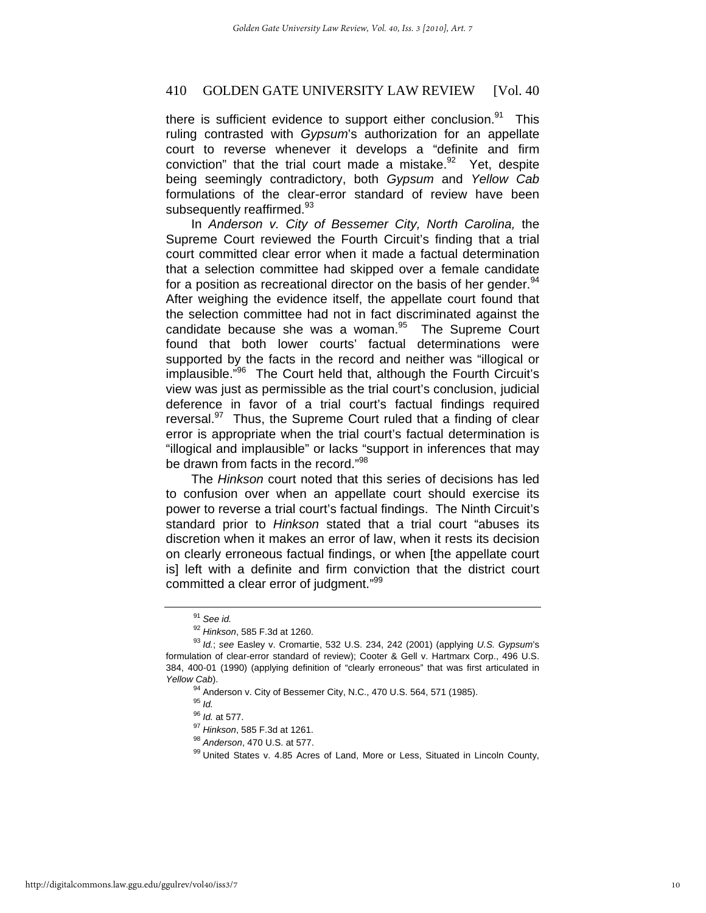there is sufficient evidence to support either conclusion.[91] This ruling contrasted with *Gypsum*'s authorization for an appellate court to reverse whenever it develops a "definite and firm conviction" that the trial court made a mistake.[92] Yet, despite being seemingly contradictory, both *Gypsum* and *Yellow Cab* formulations of the clear-error standard of review have been subsequently reaffirmed.[93]

In *Anderson v. City of Bessemer City, North Carolina,* the Supreme Court reviewed the Fourth Circuit's finding that a trial court committed clear error when it made a factual determination that a selection committee had skipped over a female candidate for a position as recreational director on the basis of her gender.[94] After weighing the evidence itself, the appellate court found that the selection committee had not in fact discriminated against the candidate because she was a woman.[95] The Supreme Court found that both lower courts' factual determinations were supported by the facts in the record and neither was "illogical or implausible."[96] The Court held that, although the Fourth Circuit's view was just as permissible as the trial court's conclusion, judicial deference in favor of a trial court's factual findings required reversal.[97] Thus, the Supreme Court ruled that a finding of clear error is appropriate when the trial court's factual determination is "illogical and implausible" or lacks "support in inferences that may be drawn from facts in the record."[98]

The *Hinkson* court noted that this series of decisions has led to confusion over when an appellate court should exercise its power to reverse a trial court's factual findings. The Ninth Circuit's standard prior to *Hinkson* stated that a trial court "abuses its discretion when it makes an error of law, when it rests its decision on clearly erroneous factual findings, or when [the appellate court is] left with a definite and firm conviction that the district court committed a clear error of judgment."[99]

---

[91] *See id.*

[92] *Hinkson*, 585 F.3d at 1260.

[93] *Id.*; *see* Easley v. Cromartie, 532 U.S. 234, 242 (2001) (applying *U.S. Gypsum*'s formulation of clear-error standard of review); Cooter & Gell v. Hartmarx Corp., 496 U.S. 384, 400-01 (1990) (applying definition of "clearly erroneous" that was first articulated in *Yellow Cab*).

[94] Anderson v. City of Bessemer City, N.C., 470 U.S. 564, 571 (1985).

[95] *Id.*

[96] *Id.* at 577.

[97] *Hinkson*, 585 F.3d at 1261.

[98] *Anderson*, 470 U.S. at 577.

[99] United States v. 4.85 Acres of Land, More or Less, Situated in Lincoln County,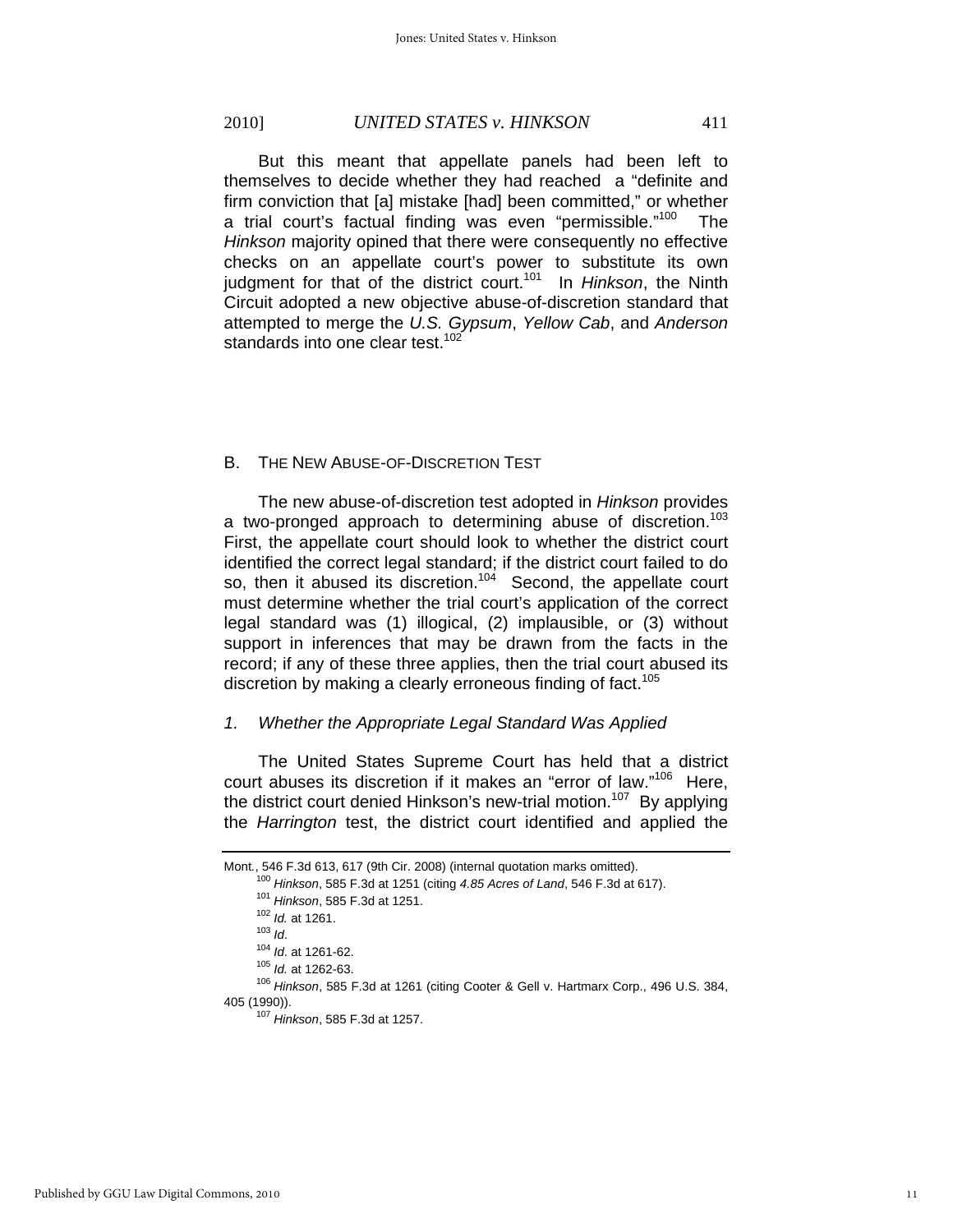But this meant that appellate panels had been left to themselves to decide whether they had reached a "definite and firm conviction that [a] mistake [had] been committed," or whether a trial court's factual finding was even "permissible."[100] The *Hinkson* majority opined that there were consequently no effective checks on an appellate court's power to substitute its own judgment for that of the district court.[101] In *Hinkson*, the Ninth Circuit adopted a new objective abuse-of-discretion standard that attempted to merge the *U.S. Gypsum*, *Yellow Cab*, and *Anderson* standards into one clear test.[102]

## B. THE NEW ABUSE-OF-DISCRETION TEST

The new abuse-of-discretion test adopted in *Hinkson* provides a two-pronged approach to determining abuse of discretion.[103] First, the appellate court should look to whether the district court identified the correct legal standard; if the district court failed to do so, then it abused its discretion.[104] Second, the appellate court must determine whether the trial court's application of the correct legal standard was (1) illogical, (2) implausible, or (3) without support in inferences that may be drawn from the facts in the record; if any of these three applies, then the trial court abused its discretion by making a clearly erroneous finding of fact.[105]

### *1. Whether the Appropriate Legal Standard Was Applied*

The United States Supreme Court has held that a district court abuses its discretion if it makes an "error of law."[106] Here, the district court denied Hinkson's new-trial motion.[107] By applying the *Harrington* test, the district court identified and applied the

---

Mont., 546 F.3d 613, 617 (9th Cir. 2008) (internal quotation marks omitted).

[100] *Hinkson*, 585 F.3d at 1251 (citing *4.85 Acres of Land*, 546 F.3d at 617).

[101] *Hinkson*, 585 F.3d at 1251.

[102] *Id.* at 1261.

[103] *Id*.

[104] *Id*. at 1261-62.

[105] *Id.* at 1262-63.

[106] *Hinkson*, 585 F.3d at 1261 (citing Cooter & Gell v. Hartmarx Corp., 496 U.S. 384, 405 (1990)).

[107] *Hinkson*, 585 F.3d at 1257.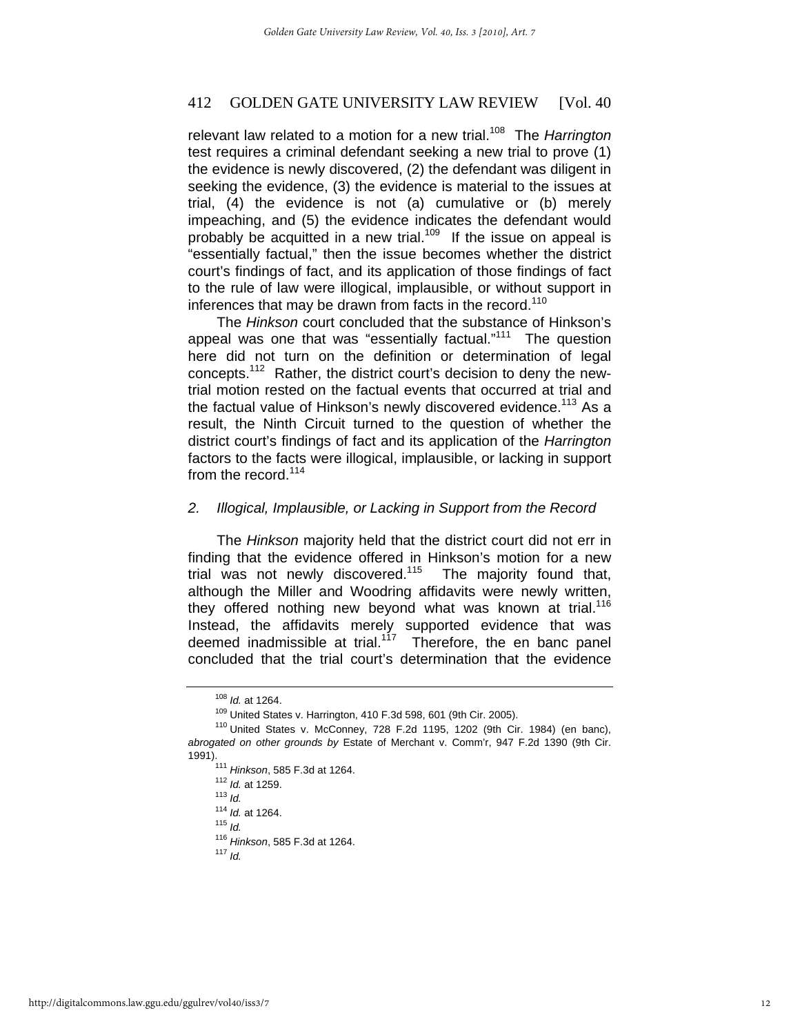relevant law related to a motion for a new trial.[108] The *Harrington* test requires a criminal defendant seeking a new trial to prove (1) the evidence is newly discovered, (2) the defendant was diligent in seeking the evidence, (3) the evidence is material to the issues at trial, (4) the evidence is not (a) cumulative or (b) merely impeaching, and (5) the evidence indicates the defendant would probably be acquitted in a new trial.[109] If the issue on appeal is "essentially factual," then the issue becomes whether the district court's findings of fact, and its application of those findings of fact to the rule of law were illogical, implausible, or without support in inferences that may be drawn from facts in the record.[110]

The *Hinkson* court concluded that the substance of Hinkson's appeal was one that was "essentially factual."[111] The question here did not turn on the definition or determination of legal concepts.[112] Rather, the district court's decision to deny the new-trial motion rested on the factual events that occurred at trial and the factual value of Hinkson's newly discovered evidence.[113] As a result, the Ninth Circuit turned to the question of whether the district court's findings of fact and its application of the *Harrington* factors to the facts were illogical, implausible, or lacking in support from the record.[114]

### *2. Illogical, Implausible, or Lacking in Support from the Record*

The *Hinkson* majority held that the district court did not err in finding that the evidence offered in Hinkson's motion for a new trial was not newly discovered.[115] The majority found that, although the Miller and Woodring affidavits were newly written, they offered nothing new beyond what was known at trial.[116] Instead, the affidavits merely supported evidence that was deemed inadmissible at trial.[117] Therefore, the en banc panel concluded that the trial court's determination that the evidence

---

[108] *Id.* at 1264.

[109] United States v. Harrington, 410 F.3d 598, 601 (9th Cir. 2005).

[110] United States v. McConney, 728 F.2d 1195, 1202 (9th Cir. 1984) (en banc), *abrogated on other grounds by* Estate of Merchant v. Comm'r, 947 F.2d 1390 (9th Cir. 1991).

[111] *Hinkson*, 585 F.3d at 1264.

[112] *Id.* at 1259.

[113] *Id.*

[114] *Id.* at 1264.

[115] *Id.*

[116] *Hinkson*, 585 F.3d at 1264.

[117] *Id.*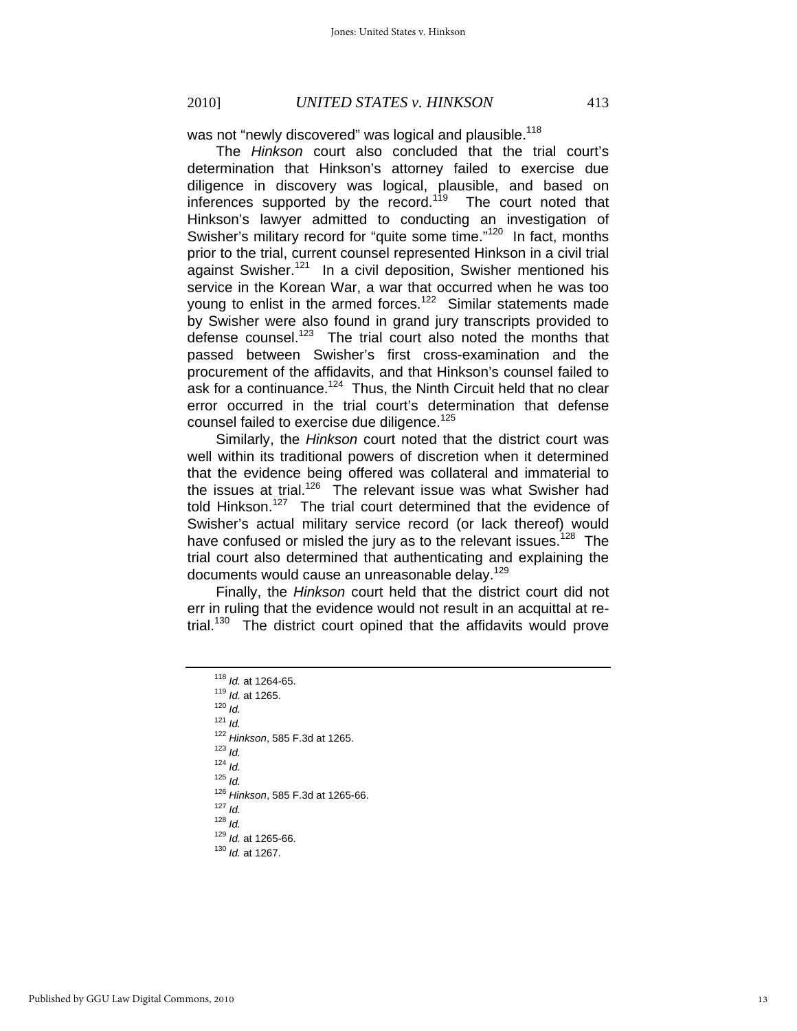was not "newly discovered" was logical and plausible.[118]

The *Hinkson* court also concluded that the trial court's determination that Hinkson's attorney failed to exercise due diligence in discovery was logical, plausible, and based on inferences supported by the record.[119] The court noted that Hinkson's lawyer admitted to conducting an investigation of Swisher's military record for "quite some time."[120] In fact, months prior to the trial, current counsel represented Hinkson in a civil trial against Swisher.[121] In a civil deposition, Swisher mentioned his service in the Korean War, a war that occurred when he was too young to enlist in the armed forces.[122] Similar statements made by Swisher were also found in grand jury transcripts provided to defense counsel.[123] The trial court also noted the months that passed between Swisher's first cross-examination and the procurement of the affidavits, and that Hinkson's counsel failed to ask for a continuance.[124] Thus, the Ninth Circuit held that no clear error occurred in the trial court's determination that defense counsel failed to exercise due diligence.[125]

Similarly, the *Hinkson* court noted that the district court was well within its traditional powers of discretion when it determined that the evidence being offered was collateral and immaterial to the issues at trial.[126] The relevant issue was what Swisher had told Hinkson.[127] The trial court determined that the evidence of Swisher's actual military service record (or lack thereof) would have confused or misled the jury as to the relevant issues.[128] The trial court also determined that authenticating and explaining the documents would cause an unreasonable delay.[129]

Finally, the *Hinkson* court held that the district court did not err in ruling that the evidence would not result in an acquittal at re-trial.[130] The district court opined that the affidavits would prove

---

[118] *Id.* at 1264-65.
[119] *Id.* at 1265.
[120] *Id.*
[121] *Id.*
[122] *Hinkson*, 585 F.3d at 1265.
[123] *Id.*
[124] *Id.*
[125] *Id.*
[126] *Hinkson*, 585 F.3d at 1265-66.
[127] *Id.*
[128] *Id.*
[129] *Id.* at 1265-66.
[130] *Id.* at 1267.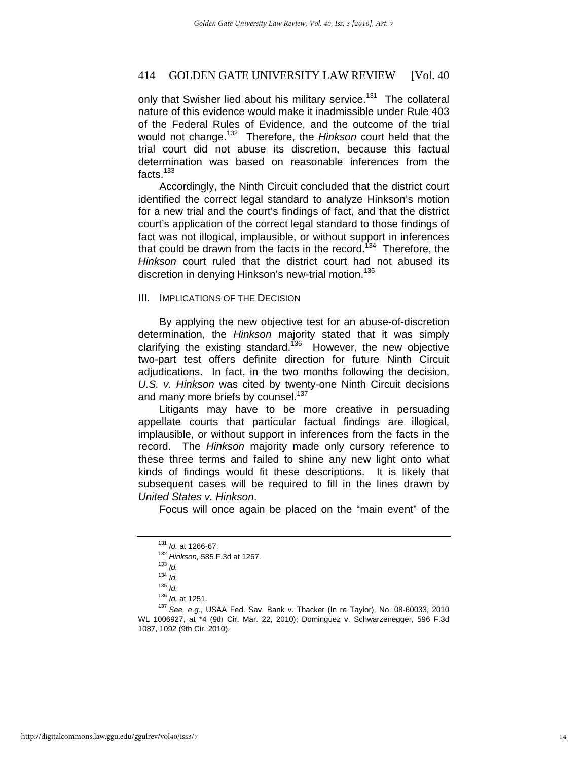only that Swisher lied about his military service.[131] The collateral nature of this evidence would make it inadmissible under Rule 403 of the Federal Rules of Evidence, and the outcome of the trial would not change.[132] Therefore, the *Hinkson* court held that the trial court did not abuse its discretion, because this factual determination was based on reasonable inferences from the facts.[133]

Accordingly, the Ninth Circuit concluded that the district court identified the correct legal standard to analyze Hinkson's motion for a new trial and the court's findings of fact, and that the district court's application of the correct legal standard to those findings of fact was not illogical, implausible, or without support in inferences that could be drawn from the facts in the record.[134] Therefore, the *Hinkson* court ruled that the district court had not abused its discretion in denying Hinkson's new-trial motion.[135]

## III. IMPLICATIONS OF THE DECISION

By applying the new objective test for an abuse-of-discretion determination, the *Hinkson* majority stated that it was simply clarifying the existing standard.[136] However, the new objective two-part test offers definite direction for future Ninth Circuit adjudications. In fact, in the two months following the decision, *U.S. v. Hinkson* was cited by twenty-one Ninth Circuit decisions and many more briefs by counsel.[137]

Litigants may have to be more creative in persuading appellate courts that particular factual findings are illogical, implausible, or without support in inferences from the facts in the record. The *Hinkson* majority made only cursory reference to these three terms and failed to shine any new light onto what kinds of findings would fit these descriptions. It is likely that subsequent cases will be required to fill in the lines drawn by *United States v. Hinkson*.

Focus will once again be placed on the "main event" of the

---

[131] *Id.* at 1266-67.

[132] *Hinkson*, 585 F.3d at 1267.

[133] *Id.*

[134] *Id.*

[135] *Id.*

[136] *Id.* at 1251.

[137] *See, e.g.*, USAA Fed. Sav. Bank v. Thacker (In re Taylor), No. 08-60033, 2010 WL 1006927, at *4 (9th Cir. Mar. 22, 2010); Dominguez v. Schwarzenegger, 596 F.3d 1087, 1092 (9th Cir. 2010).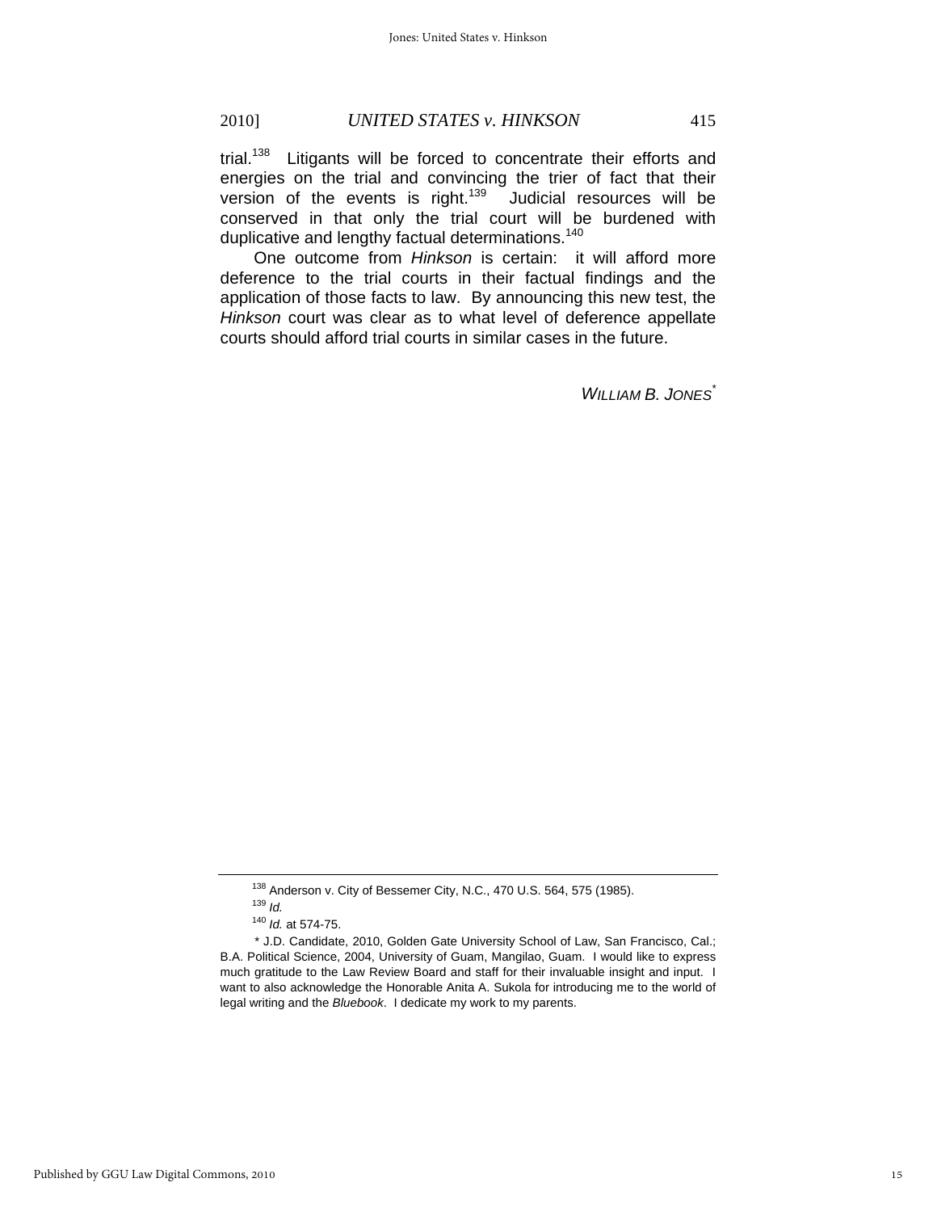trial.[138] Litigants will be forced to concentrate their efforts and energies on the trial and convincing the trier of fact that their version of the events is right.[139] Judicial resources will be conserved in that only the trial court will be burdened with duplicative and lengthy factual determinations.[140]

One outcome from *Hinkson* is certain: it will afford more deference to the trial courts in their factual findings and the application of those facts to law. By announcing this new test, the *Hinkson* court was clear as to what level of deference appellate courts should afford trial courts in similar cases in the future.

*WILLIAM B. JONES*[*]

---

[138] Anderson v. City of Bessemer City, N.C., 470 U.S. 564, 575 (1985).

[139] *Id.*

[140] *Id.* at 574-75.

[*] J.D. Candidate, 2010, Golden Gate University School of Law, San Francisco, Cal.; B.A. Political Science, 2004, University of Guam, Mangilao, Guam. I would like to express much gratitude to the Law Review Board and staff for their invaluable insight and input. I want to also acknowledge the Honorable Anita A. Sukola for introducing me to the world of legal writing and the *Bluebook*. I dedicate my work to my parents.